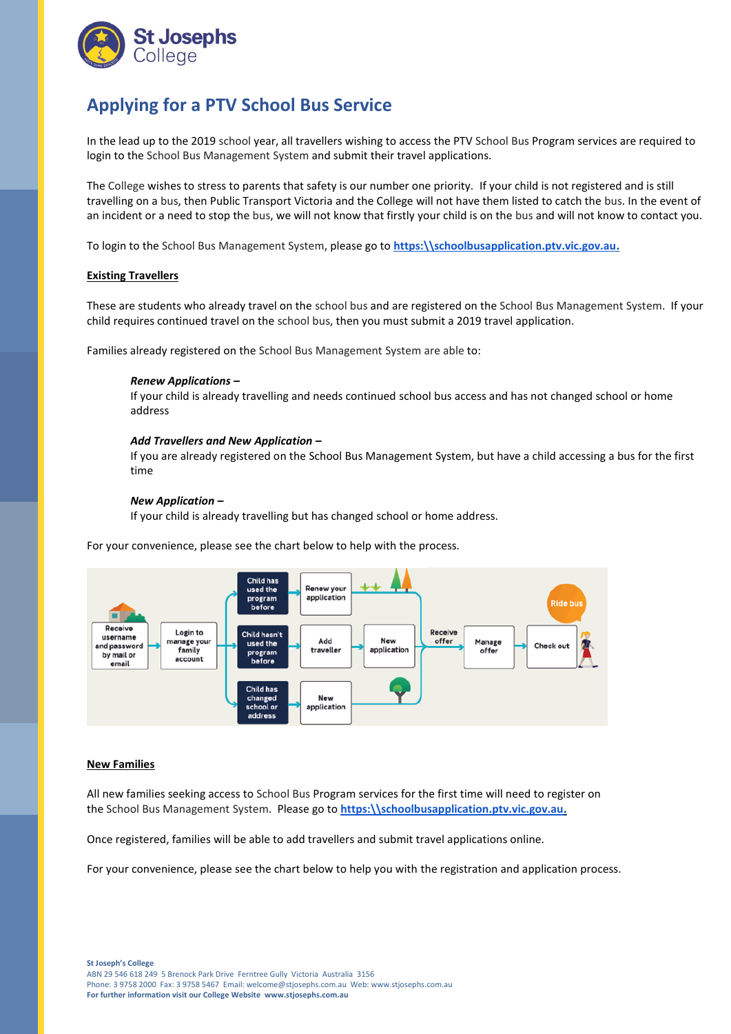## Applying for a PTV School Bus Service

In the lead up to the 2019 school year, all travellers wishing to access the PTV School Bus Program services are required to login to the School Bus Management System and submit their travel applications.

The College wishes to stress to parents that safety is our number one priority. If your child is not registered and is still travelling on a bus, then Public Transport Victoria and the College will not have them listed to catch the bus. In the event of an incident or a need to stop the bus, we will not know that firstly your child is on the bus and will not know to contact you.

To login to the School Bus Management System, please go to **https:\\schoolbusapplication.ptv.vic.gov.au.**

**Existing Travellers**

These are students who already travel on the school bus and are registered on the School Bus Management System. If your child requires continued travel on the school bus, then you must submit a 2019 travel application.

Families already registered on the School Bus Management System are able to:

> ***Renew Applications –***
> If your child is already travelling and needs continued school bus access and has not changed school or home address
>
> ***Add Travellers and New Application –***
> If you are already registered on the School Bus Management System, but have a child accessing a bus for the first time
>
> ***New Application –***
> If your child is already travelling but has changed school or home address.

For your convenience, please see the chart below to help with the process.

- Receive username and password by mail or email → Login to manage your family account
  - Child has used the program before → Renew your application
  - Child hasn't used the program before → Add traveller → New application
  - Child has changed school or address → New application
- → Receive offer → Manage offer → Check out → Ride bus

**New Families**

All new families seeking access to School Bus Program services for the first time will need to register on the School Bus Management System. Please go to **https:\\schoolbusapplication.ptv.vic.gov.au.**

Once registered, families will be able to add travellers and submit travel applications online.

For your convenience, please see the chart below to help you with the registration and application process.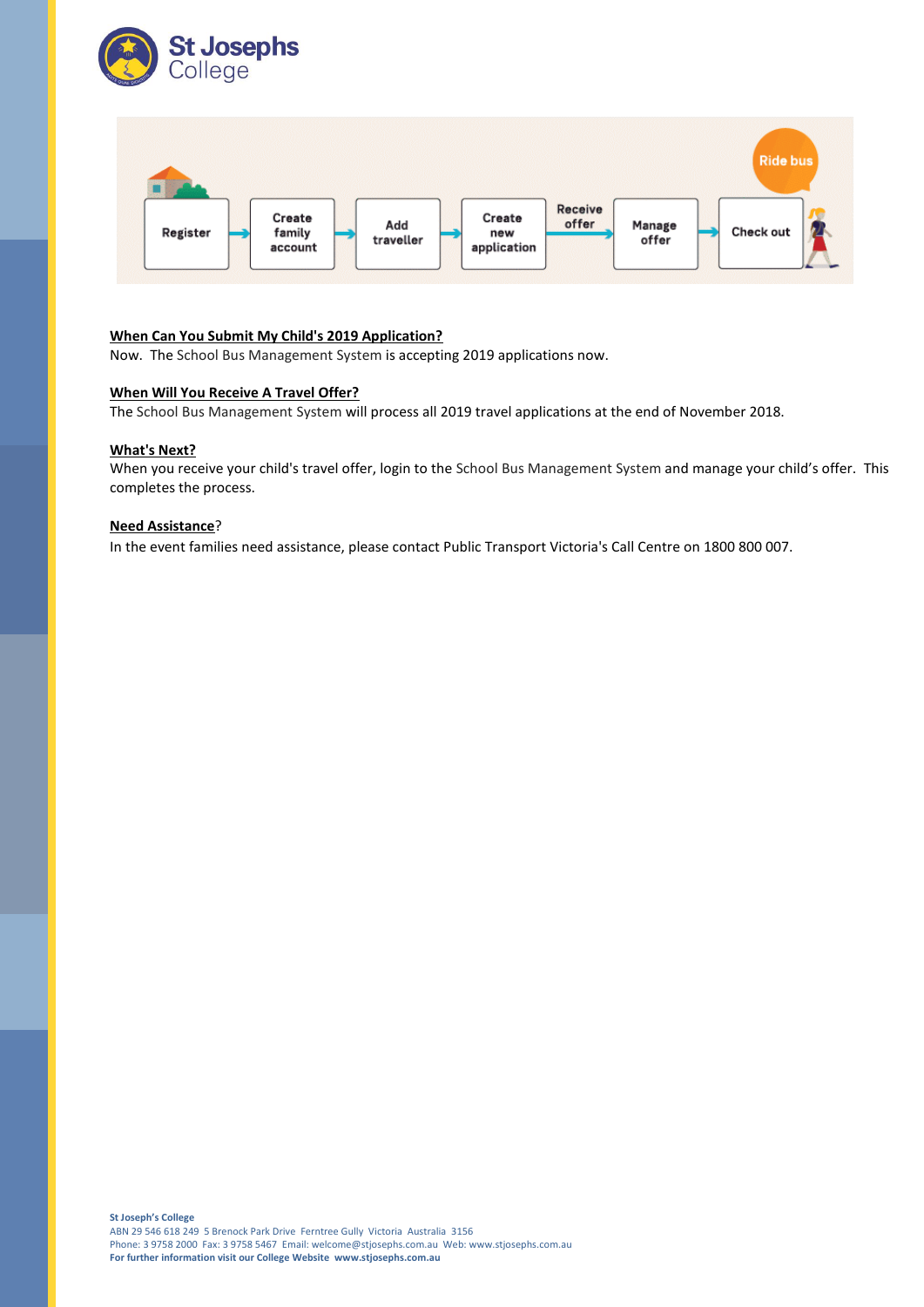Register → Create family account → Add traveller → Create new application → Receive offer → Manage offer → Check out → Ride bus

**When Can You Submit My Child's 2019 Application?**

Now. The School Bus Management System is accepting 2019 applications now.

**When Will You Receive A Travel Offer?**

The School Bus Management System will process all 2019 travel applications at the end of November 2018.

**What's Next?**

When you receive your child's travel offer, login to the School Bus Management System and manage your child's offer. This completes the process.

**Need Assistance?**

In the event families need assistance, please contact Public Transport Victoria's Call Centre on 1800 800 007.